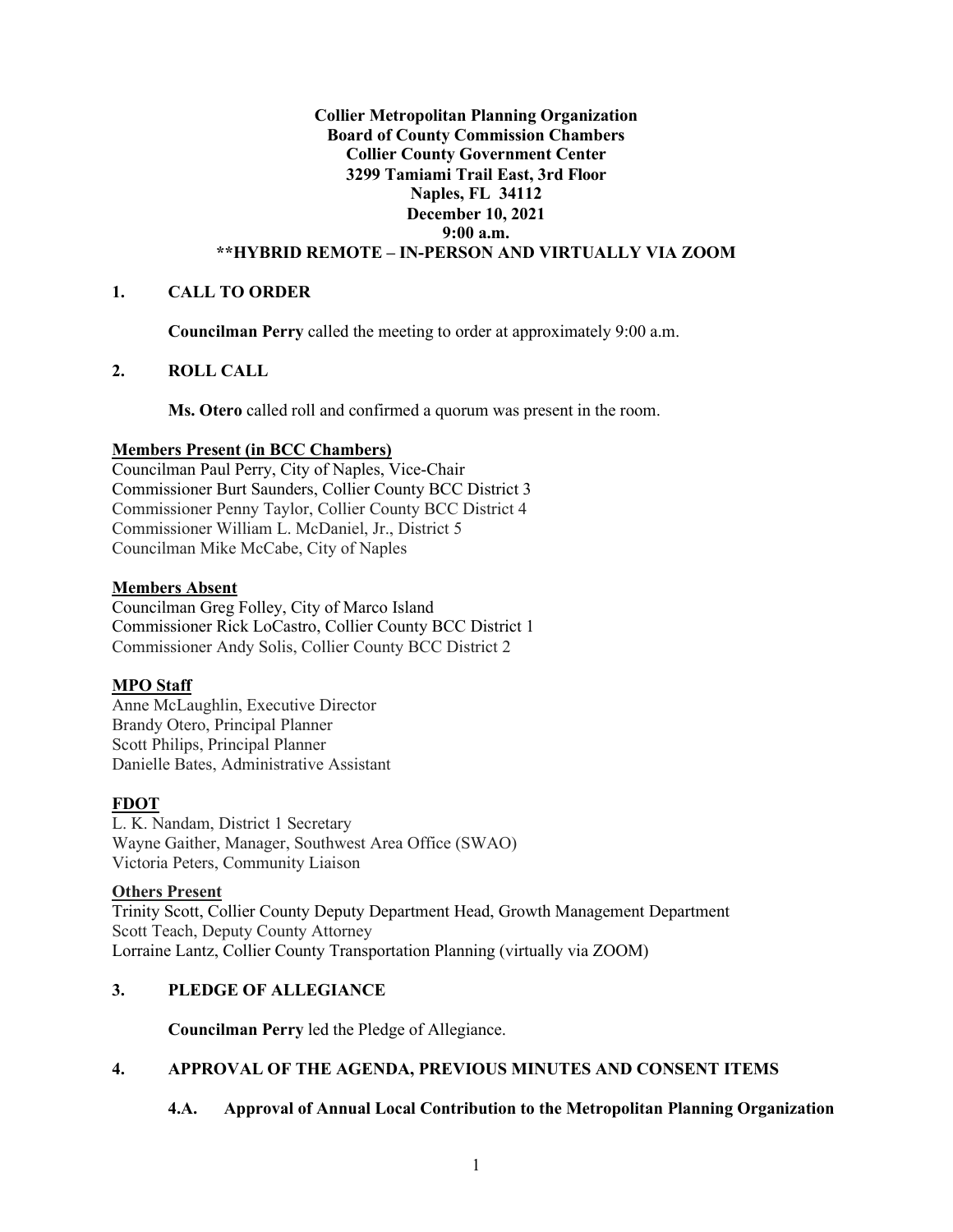**Collier Metropolitan Planning Organization**
**Board of County Commission Chambers**
**Collier County Government Center**
**3299 Tamiami Trail East, 3rd Floor**
**Naples, FL 34112**
**December 10, 2021**
**9:00 a.m.**
**\*\*HYBRID REMOTE – IN-PERSON AND VIRTUALLY VIA ZOOM**

## 1. CALL TO ORDER

**Councilman Perry** called the meeting to order at approximately 9:00 a.m.

## 2. ROLL CALL

**Ms. Otero** called roll and confirmed a quorum was present in the room.

**Members Present (in BCC Chambers)**
Councilman Paul Perry, City of Naples, Vice-Chair
Commissioner Burt Saunders, Collier County BCC District 3
Commissioner Penny Taylor, Collier County BCC District 4
Commissioner William L. McDaniel, Jr., District 5
Councilman Mike McCabe, City of Naples

**Members Absent**
Councilman Greg Folley, City of Marco Island
Commissioner Rick LoCastro, Collier County BCC District 1
Commissioner Andy Solis, Collier County BCC District 2

**MPO Staff**
Anne McLaughlin, Executive Director
Brandy Otero, Principal Planner
Scott Philips, Principal Planner
Danielle Bates, Administrative Assistant

**FDOT**
L. K. Nandam, District 1 Secretary
Wayne Gaither, Manager, Southwest Area Office (SWAO)
Victoria Peters, Community Liaison

**Others Present**
Trinity Scott, Collier County Deputy Department Head, Growth Management Department
Scott Teach, Deputy County Attorney
Lorraine Lantz, Collier County Transportation Planning (virtually via ZOOM)

## 3. PLEDGE OF ALLEGIANCE

**Councilman Perry** led the Pledge of Allegiance.

## 4. APPROVAL OF THE AGENDA, PREVIOUS MINUTES AND CONSENT ITEMS

### 4.A. Approval of Annual Local Contribution to the Metropolitan Planning Organization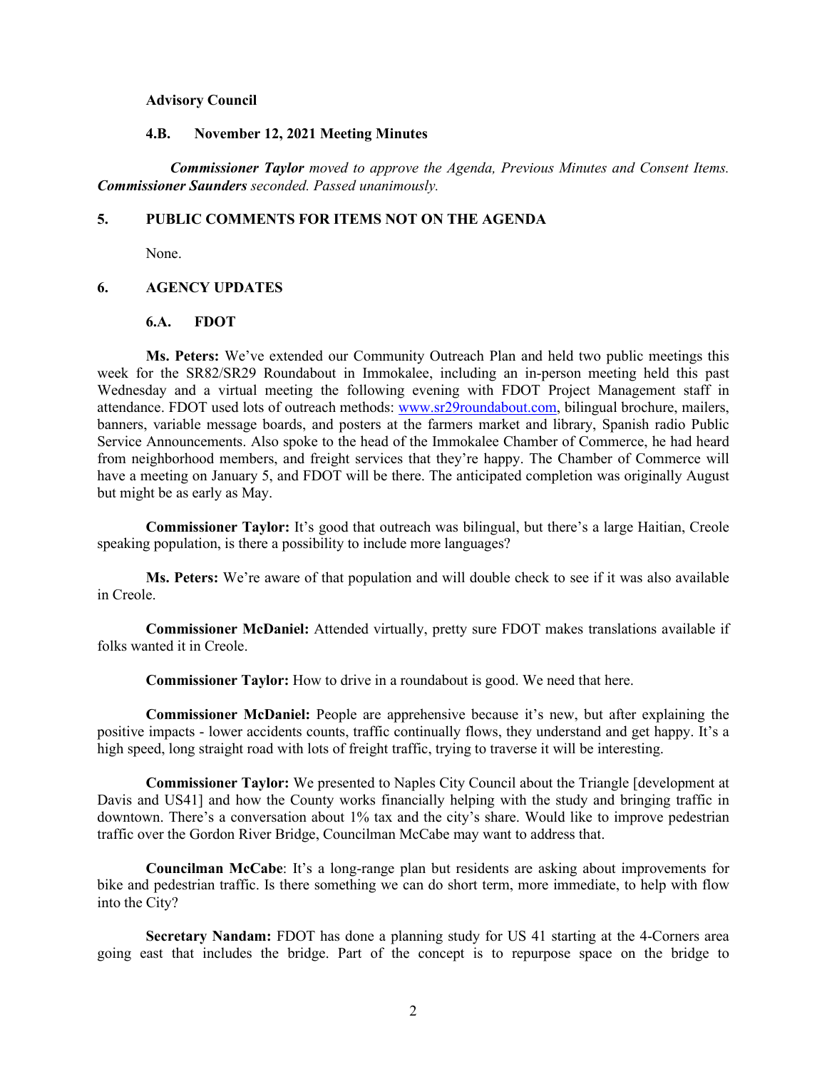**Advisory Council**

**4.B. November 12, 2021 Meeting Minutes**

***Commissioner Taylor*** *moved to approve the Agenda, Previous Minutes and Consent Items.* ***Commissioner Saunders*** *seconded. Passed unanimously.*

## 5. PUBLIC COMMENTS FOR ITEMS NOT ON THE AGENDA

None.

## 6. AGENCY UPDATES

### 6.A. FDOT

**Ms. Peters:** We've extended our Community Outreach Plan and held two public meetings this week for the SR82/SR29 Roundabout in Immokalee, including an in-person meeting held this past Wednesday and a virtual meeting the following evening with FDOT Project Management staff in attendance. FDOT used lots of outreach methods: www.sr29roundabout.com, bilingual brochure, mailers, banners, variable message boards, and posters at the farmers market and library, Spanish radio Public Service Announcements. Also spoke to the head of the Immokalee Chamber of Commerce, he had heard from neighborhood members, and freight services that they're happy. The Chamber of Commerce will have a meeting on January 5, and FDOT will be there. The anticipated completion was originally August but might be as early as May.

**Commissioner Taylor:** It's good that outreach was bilingual, but there's a large Haitian, Creole speaking population, is there a possibility to include more languages?

**Ms. Peters:** We're aware of that population and will double check to see if it was also available in Creole.

**Commissioner McDaniel:** Attended virtually, pretty sure FDOT makes translations available if folks wanted it in Creole.

**Commissioner Taylor:** How to drive in a roundabout is good. We need that here.

**Commissioner McDaniel:** People are apprehensive because it's new, but after explaining the positive impacts - lower accidents counts, traffic continually flows, they understand and get happy. It's a high speed, long straight road with lots of freight traffic, trying to traverse it will be interesting.

**Commissioner Taylor:** We presented to Naples City Council about the Triangle [development at Davis and US41] and how the County works financially helping with the study and bringing traffic in downtown. There's a conversation about 1% tax and the city's share. Would like to improve pedestrian traffic over the Gordon River Bridge, Councilman McCabe may want to address that.

**Councilman McCabe**: It's a long-range plan but residents are asking about improvements for bike and pedestrian traffic. Is there something we can do short term, more immediate, to help with flow into the City?

**Secretary Nandam:** FDOT has done a planning study for US 41 starting at the 4-Corners area going east that includes the bridge. Part of the concept is to repurpose space on the bridge to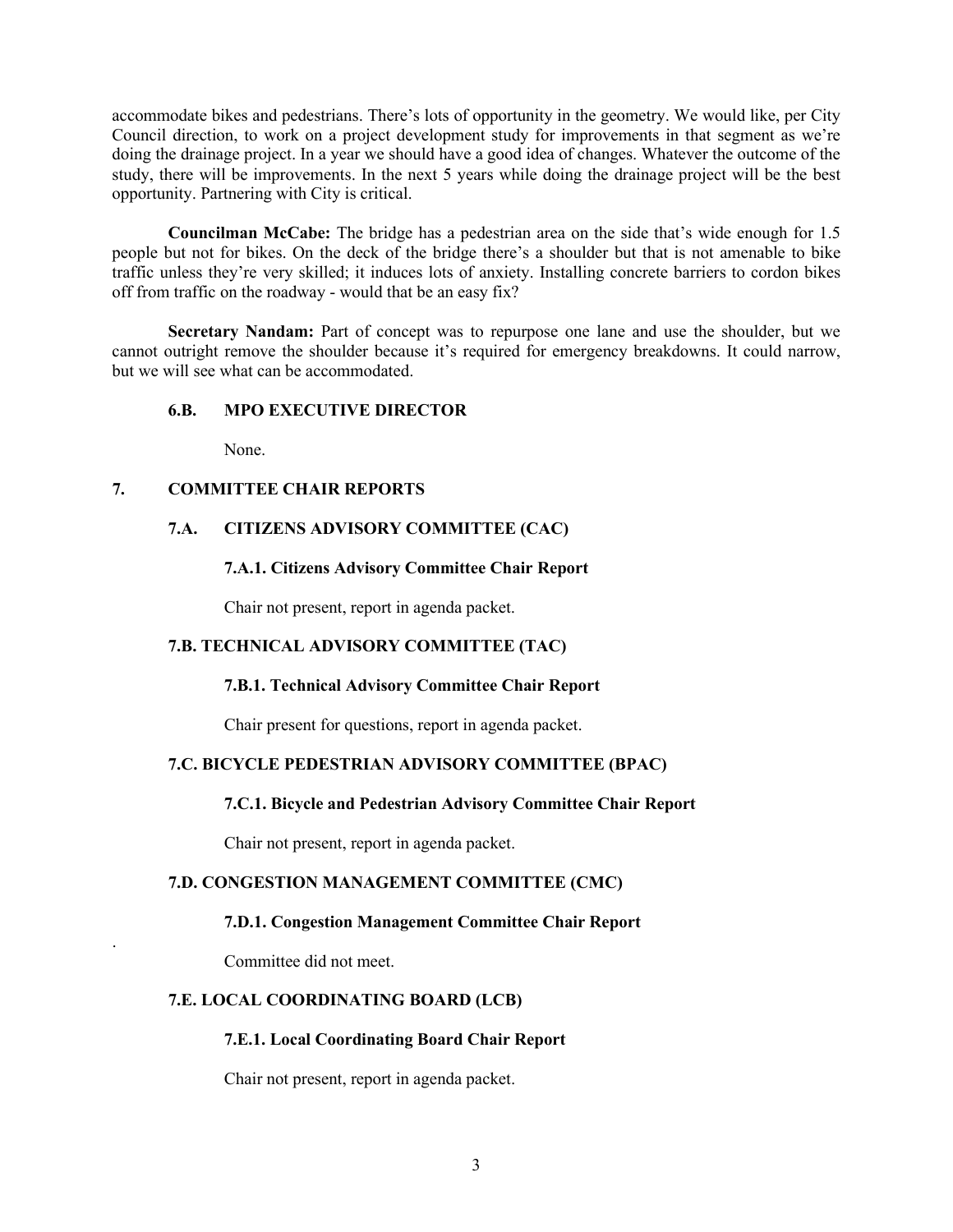accommodate bikes and pedestrians. There's lots of opportunity in the geometry. We would like, per City Council direction, to work on a project development study for improvements in that segment as we're doing the drainage project. In a year we should have a good idea of changes. Whatever the outcome of the study, there will be improvements. In the next 5 years while doing the drainage project will be the best opportunity. Partnering with City is critical.

**Councilman McCabe:** The bridge has a pedestrian area on the side that's wide enough for 1.5 people but not for bikes. On the deck of the bridge there's a shoulder but that is not amenable to bike traffic unless they're very skilled; it induces lots of anxiety. Installing concrete barriers to cordon bikes off from traffic on the roadway - would that be an easy fix?

**Secretary Nandam:** Part of concept was to repurpose one lane and use the shoulder, but we cannot outright remove the shoulder because it's required for emergency breakdowns. It could narrow, but we will see what can be accommodated.

### 6.B. MPO EXECUTIVE DIRECTOR

None.

## 7. COMMITTEE CHAIR REPORTS

### 7.A. CITIZENS ADVISORY COMMITTEE (CAC)

#### 7.A.1. Citizens Advisory Committee Chair Report

Chair not present, report in agenda packet.

### 7.B. TECHNICAL ADVISORY COMMITTEE (TAC)

#### 7.B.1. Technical Advisory Committee Chair Report

Chair present for questions, report in agenda packet.

### 7.C. BICYCLE PEDESTRIAN ADVISORY COMMITTEE (BPAC)

#### 7.C.1. Bicycle and Pedestrian Advisory Committee Chair Report

Chair not present, report in agenda packet.

### 7.D. CONGESTION MANAGEMENT COMMITTEE (CMC)

#### 7.D.1. Congestion Management Committee Chair Report

Committee did not meet.

### 7.E. LOCAL COORDINATING BOARD (LCB)

#### 7.E.1. Local Coordinating Board Chair Report

Chair not present, report in agenda packet.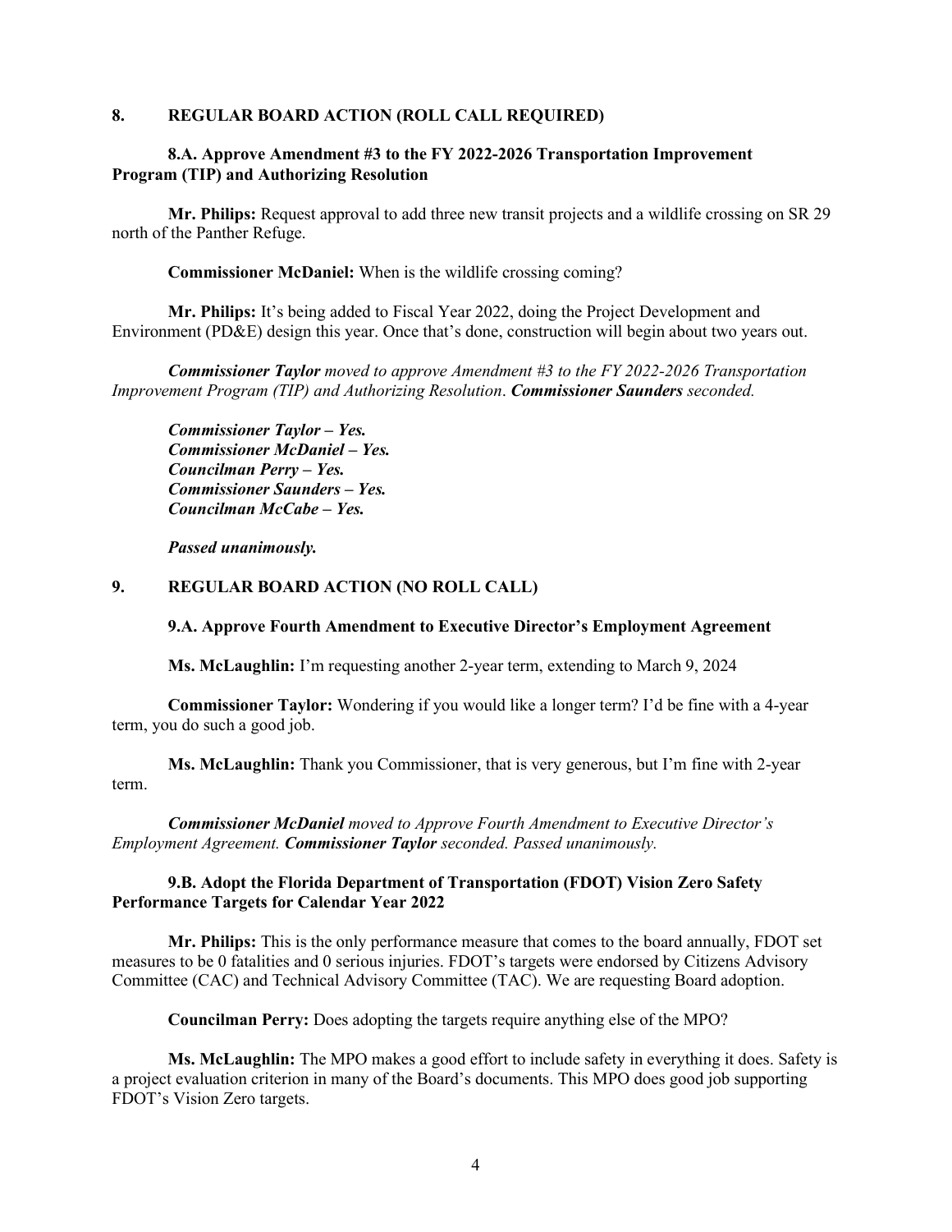## 8. REGULAR BOARD ACTION (ROLL CALL REQUIRED)

### 8.A. Approve Amendment #3 to the FY 2022-2026 Transportation Improvement Program (TIP) and Authorizing Resolution

**Mr. Philips:** Request approval to add three new transit projects and a wildlife crossing on SR 29 north of the Panther Refuge.

**Commissioner McDaniel:** When is the wildlife crossing coming?

**Mr. Philips:** It's being added to Fiscal Year 2022, doing the Project Development and Environment (PD&E) design this year. Once that's done, construction will begin about two years out.

***Commissioner Taylor*** *moved to approve Amendment #3 to the FY 2022-2026 Transportation Improvement Program (TIP) and Authorizing Resolution*. ***Commissioner Saunders*** *seconded.*

***Commissioner Taylor – Yes.***
***Commissioner McDaniel – Yes.***
***Councilman Perry – Yes.***
***Commissioner Saunders – Yes.***
***Councilman McCabe – Yes.***

***Passed unanimously.***

## 9. REGULAR BOARD ACTION (NO ROLL CALL)

### 9.A. Approve Fourth Amendment to Executive Director's Employment Agreement

**Ms. McLaughlin:** I'm requesting another 2-year term, extending to March 9, 2024

**Commissioner Taylor:** Wondering if you would like a longer term? I'd be fine with a 4-year term, you do such a good job.

**Ms. McLaughlin:** Thank you Commissioner, that is very generous, but I'm fine with 2-year term.

***Commissioner McDaniel*** *moved to Approve Fourth Amendment to Executive Director's Employment Agreement.* ***Commissioner Taylor*** *seconded. Passed unanimously.*

### 9.B. Adopt the Florida Department of Transportation (FDOT) Vision Zero Safety Performance Targets for Calendar Year 2022

**Mr. Philips:** This is the only performance measure that comes to the board annually, FDOT set measures to be 0 fatalities and 0 serious injuries. FDOT's targets were endorsed by Citizens Advisory Committee (CAC) and Technical Advisory Committee (TAC). We are requesting Board adoption.

**Councilman Perry:** Does adopting the targets require anything else of the MPO?

**Ms. McLaughlin:** The MPO makes a good effort to include safety in everything it does. Safety is a project evaluation criterion in many of the Board's documents. This MPO does good job supporting FDOT's Vision Zero targets.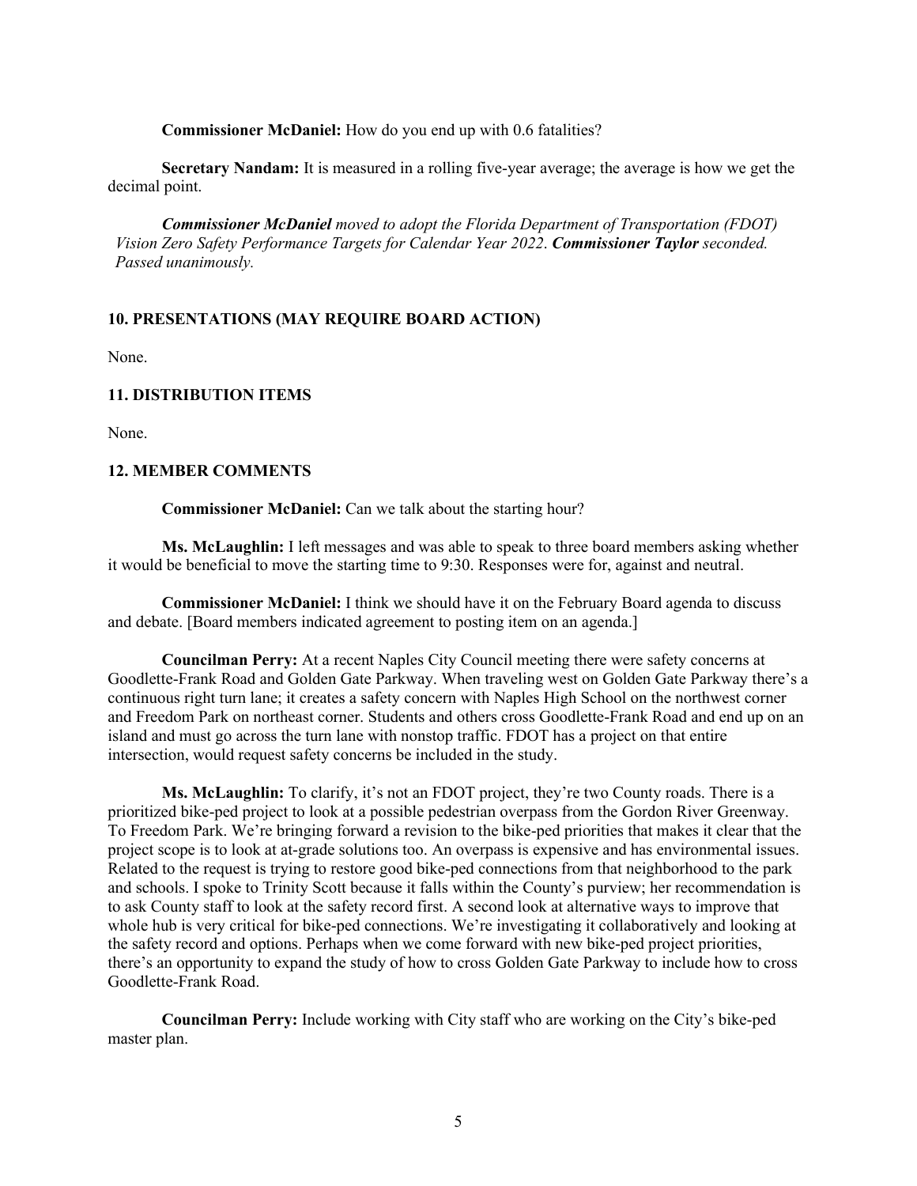**Commissioner McDaniel:** How do you end up with 0.6 fatalities?

**Secretary Nandam:** It is measured in a rolling five-year average; the average is how we get the decimal point.

***Commissioner McDaniel*** *moved to adopt the Florida Department of Transportation (FDOT) Vision Zero Safety Performance Targets for Calendar Year 2022.* ***Commissioner Taylor*** *seconded. Passed unanimously.*

## 10. PRESENTATIONS (MAY REQUIRE BOARD ACTION)

None.

## 11. DISTRIBUTION ITEMS

None.

## 12. MEMBER COMMENTS

**Commissioner McDaniel:** Can we talk about the starting hour?

**Ms. McLaughlin:** I left messages and was able to speak to three board members asking whether it would be beneficial to move the starting time to 9:30. Responses were for, against and neutral.

**Commissioner McDaniel:** I think we should have it on the February Board agenda to discuss and debate. [Board members indicated agreement to posting item on an agenda.]

**Councilman Perry:** At a recent Naples City Council meeting there were safety concerns at Goodlette-Frank Road and Golden Gate Parkway. When traveling west on Golden Gate Parkway there's a continuous right turn lane; it creates a safety concern with Naples High School on the northwest corner and Freedom Park on northeast corner. Students and others cross Goodlette-Frank Road and end up on an island and must go across the turn lane with nonstop traffic. FDOT has a project on that entire intersection, would request safety concerns be included in the study.

**Ms. McLaughlin:** To clarify, it's not an FDOT project, they're two County roads. There is a prioritized bike-ped project to look at a possible pedestrian overpass from the Gordon River Greenway. To Freedom Park. We're bringing forward a revision to the bike-ped priorities that makes it clear that the project scope is to look at at-grade solutions too. An overpass is expensive and has environmental issues. Related to the request is trying to restore good bike-ped connections from that neighborhood to the park and schools. I spoke to Trinity Scott because it falls within the County's purview; her recommendation is to ask County staff to look at the safety record first. A second look at alternative ways to improve that whole hub is very critical for bike-ped connections. We're investigating it collaboratively and looking at the safety record and options. Perhaps when we come forward with new bike-ped project priorities, there's an opportunity to expand the study of how to cross Golden Gate Parkway to include how to cross Goodlette-Frank Road.

**Councilman Perry:** Include working with City staff who are working on the City's bike-ped master plan.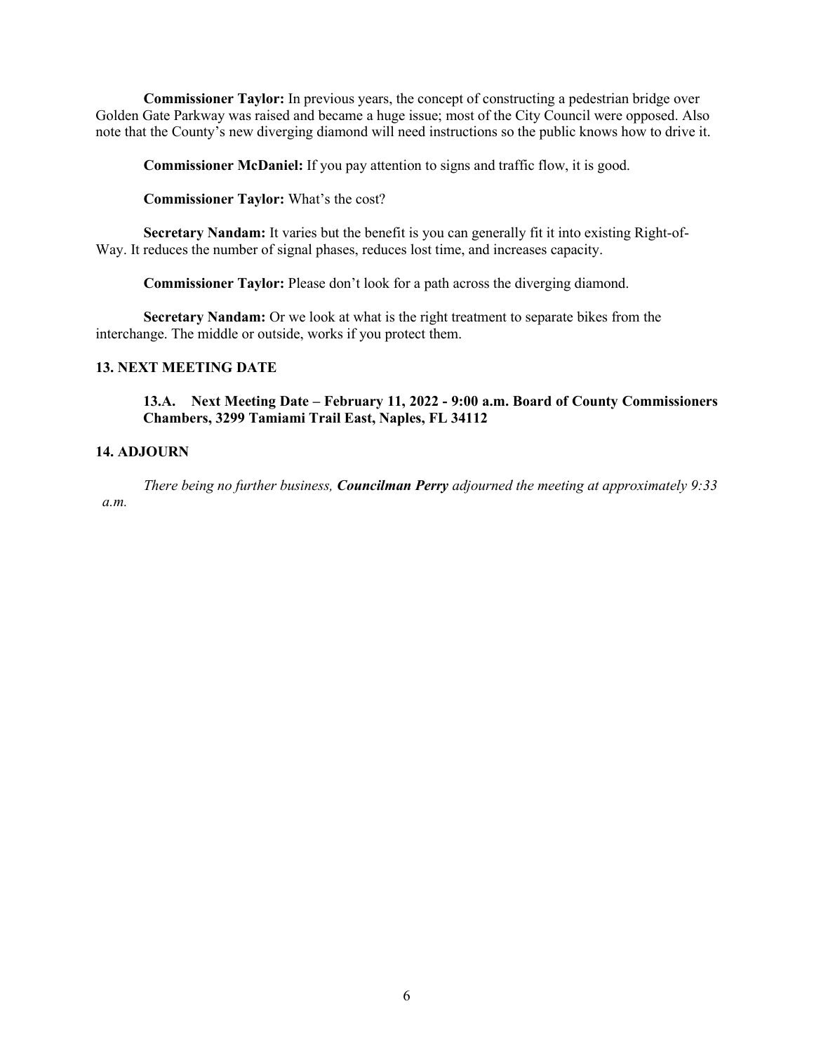**Commissioner Taylor:** In previous years, the concept of constructing a pedestrian bridge over Golden Gate Parkway was raised and became a huge issue; most of the City Council were opposed. Also note that the County's new diverging diamond will need instructions so the public knows how to drive it.

**Commissioner McDaniel:** If you pay attention to signs and traffic flow, it is good.

**Commissioner Taylor:** What's the cost?

**Secretary Nandam:** It varies but the benefit is you can generally fit it into existing Right-of-Way. It reduces the number of signal phases, reduces lost time, and increases capacity.

**Commissioner Taylor:** Please don't look for a path across the diverging diamond.

**Secretary Nandam:** Or we look at what is the right treatment to separate bikes from the interchange. The middle or outside, works if you protect them.

## 13. NEXT MEETING DATE

### 13.A. Next Meeting Date – February 11, 2022 - 9:00 a.m. Board of County Commissioners Chambers, 3299 Tamiami Trail East, Naples, FL 34112

## 14. ADJOURN

*There being no further business, **Councilman Perry** adjourned the meeting at approximately 9:33 a.m.*